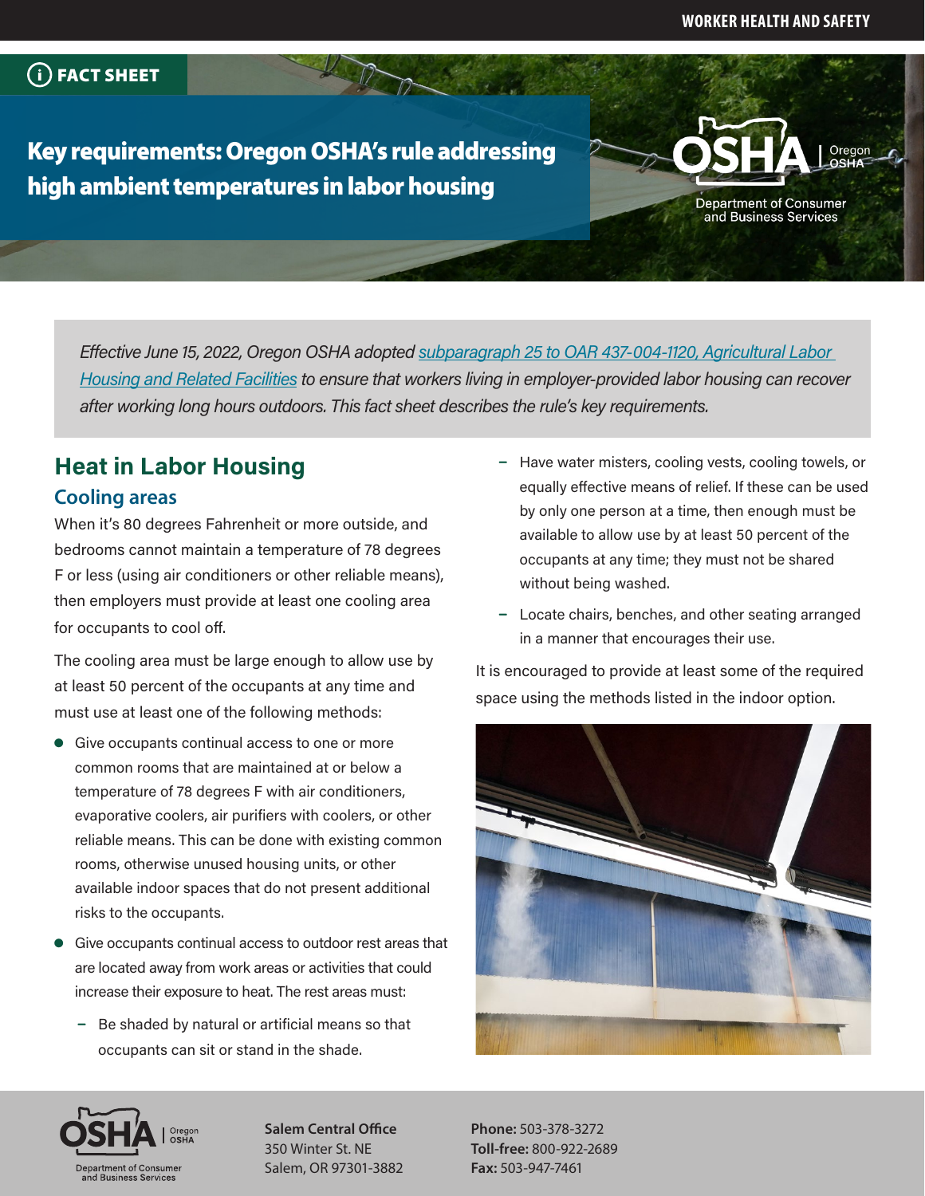WORKER HEALTH AND SAFETY

FACT SHEET

# Key requirements: Oregon OSHA's rule addressing high ambient temperatures in labor housing

*Effective June 15, 2022, Oregon OSHA adopted [subparagraph 25 to OAR 437-004-1120, Agricultural Labor Housing and Related Facilities](#) to ensure that workers living in employer-provided labor housing can recover after working long hours outdoors. This fact sheet describes the rule's key requirements.*

## Heat in Labor Housing

### Cooling areas

When it's 80 degrees Fahrenheit or more outside, and bedrooms cannot maintain a temperature of 78 degrees F or less (using air conditioners or other reliable means), then employers must provide at least one cooling area for occupants to cool off.

The cooling area must be large enough to allow use by at least 50 percent of the occupants at any time and must use at least one of the following methods:

- Give occupants continual access to one or more common rooms that are maintained at or below a temperature of 78 degrees F with air conditioners, evaporative coolers, air purifiers with coolers, or other reliable means. This can be done with existing common rooms, otherwise unused housing units, or other available indoor spaces that do not present additional risks to the occupants.
- Give occupants continual access to outdoor rest areas that are located away from work areas or activities that could increase their exposure to heat. The rest areas must:
  - Be shaded by natural or artificial means so that occupants can sit or stand in the shade.
  - Have water misters, cooling vests, cooling towels, or equally effective means of relief. If these can be used by only one person at a time, then enough must be available to allow use by at least 50 percent of the occupants at any time; they must not be shared without being washed.
  - Locate chairs, benches, and other seating arranged in a manner that encourages their use.

It is encouraged to provide at least some of the required space using the methods listed in the indoor option.

**Salem Central Office**
350 Winter St. NE
Salem, OR 97301-3882

**Phone:** 503-378-3272
**Toll-free:** 800-922-2689
**Fax:** 503-947-7461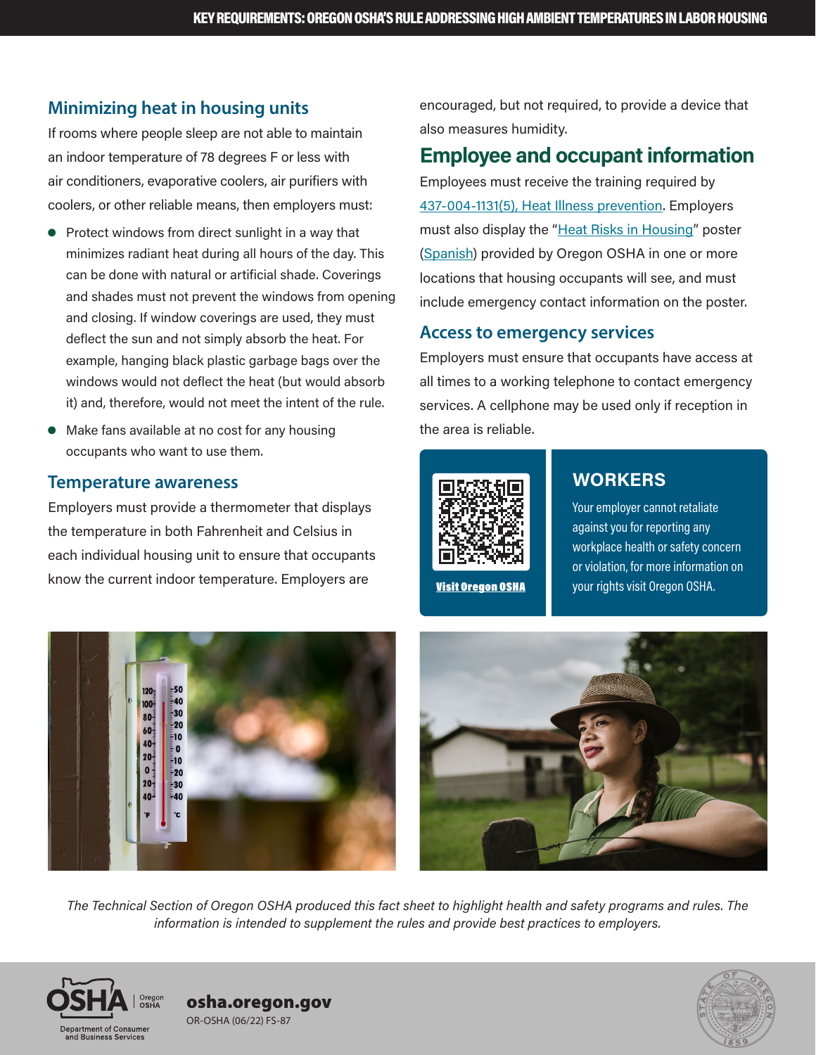## Minimizing heat in housing units

If rooms where people sleep are not able to maintain an indoor temperature of 78 degrees F or less with air conditioners, evaporative coolers, air purifiers with coolers, or other reliable means, then employers must:

- Protect windows from direct sunlight in a way that minimizes radiant heat during all hours of the day. This can be done with natural or artificial shade. Coverings and shades must not prevent the windows from opening and closing. If window coverings are used, they must deflect the sun and not simply absorb the heat. For example, hanging black plastic garbage bags over the windows would not deflect the heat (but would absorb it) and, therefore, would not meet the intent of the rule.
- Make fans available at no cost for any housing occupants who want to use them.

## Temperature awareness

Employers must provide a thermometer that displays the temperature in both Fahrenheit and Celsius in each individual housing unit to ensure that occupants know the current indoor temperature. Employers are encouraged, but not required, to provide a device that also measures humidity.

## Employee and occupant information

Employees must receive the training required by [437-004-1131(5), Heat Illness prevention](). Employers must also display the "[Heat Risks in Housing]()" poster ([Spanish]()) provided by Oregon OSHA in one or more locations that housing occupants will see, and must include emergency contact information on the poster.

## Access to emergency services

Employers must ensure that occupants have access at all times to a working telephone to contact emergency services. A cellphone may be used only if reception in the area is reliable.

[Visit Oregon OSHA]()

### WORKERS

Your employer cannot retaliate against you for reporting any workplace health or safety concern or violation, for more information on your rights visit Oregon OSHA.

*The Technical Section of Oregon OSHA produced this fact sheet to highlight health and safety programs and rules. The information is intended to supplement the rules and provide best practices to employers.*

osha.oregon.gov

OR-OSHA (06/22) FS-87